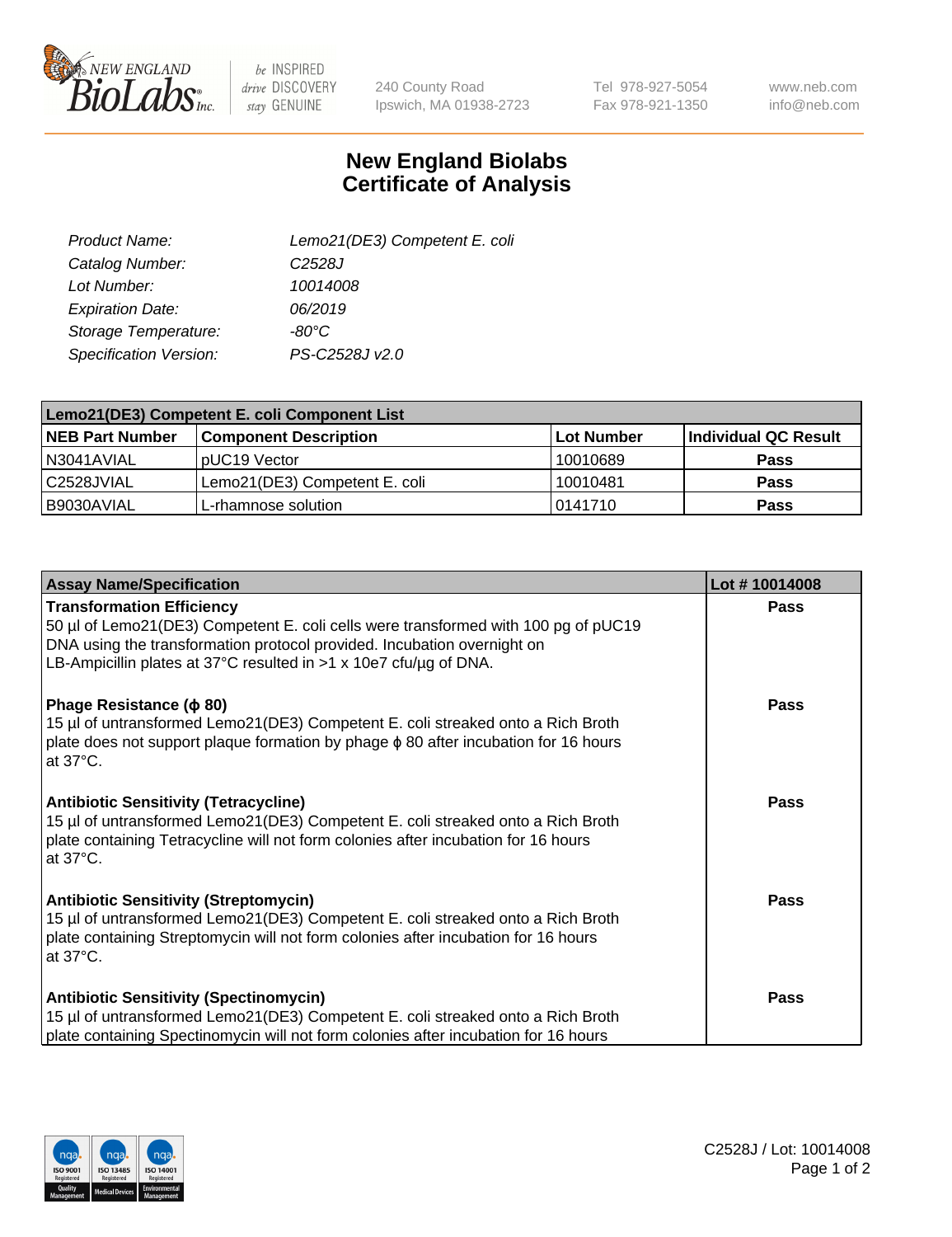# New England Biolabs Certificate of Analysis

| | |
|---|---|
| *Product Name:* | *Lemo21(DE3) Competent E. coli* |
| *Catalog Number:* | *C2528J* |
| *Lot Number:* | *10014008* |
| *Expiration Date:* | *06/2019* |
| *Storage Temperature:* | *-80°C* |
| *Specification Version:* | *PS-C2528J v2.0* |

| Lemo21(DE3) Competent E. coli Component List | | | |
|---|---|---|---|
| **NEB Part Number** | **Component Description** | **Lot Number** | **Individual QC Result** |
| N3041AVIAL | pUC19 Vector | 10010689 | **Pass** |
| C2528JVIAL | Lemo21(DE3) Competent E. coli | 10010481 | **Pass** |
| B9030AVIAL | L-rhamnose solution | 0141710 | **Pass** |

| Assay Name/Specification | Lot # 10014008 |
|---|---|
| **Transformation Efficiency**<br>50 µl of Lemo21(DE3) Competent E. coli cells were transformed with 100 pg of pUC19 DNA using the transformation protocol provided. Incubation overnight on LB-Ampicillin plates at 37°C resulted in >1 x 10e7 cfu/µg of DNA. | **Pass** |
| **Phage Resistance (ϕ 80)**<br>15 µl of untransformed Lemo21(DE3) Competent E. coli streaked onto a Rich Broth plate does not support plaque formation by phage ϕ 80 after incubation for 16 hours at 37°C. | **Pass** |
| **Antibiotic Sensitivity (Tetracycline)**<br>15 µl of untransformed Lemo21(DE3) Competent E. coli streaked onto a Rich Broth plate containing Tetracycline will not form colonies after incubation for 16 hours at 37°C. | **Pass** |
| **Antibiotic Sensitivity (Streptomycin)**<br>15 µl of untransformed Lemo21(DE3) Competent E. coli streaked onto a Rich Broth plate containing Streptomycin will not form colonies after incubation for 16 hours at 37°C. | **Pass** |
| **Antibiotic Sensitivity (Spectinomycin)**<br>15 µl of untransformed Lemo21(DE3) Competent E. coli streaked onto a Rich Broth plate containing Spectinomycin will not form colonies after incubation for 16 hours | **Pass** |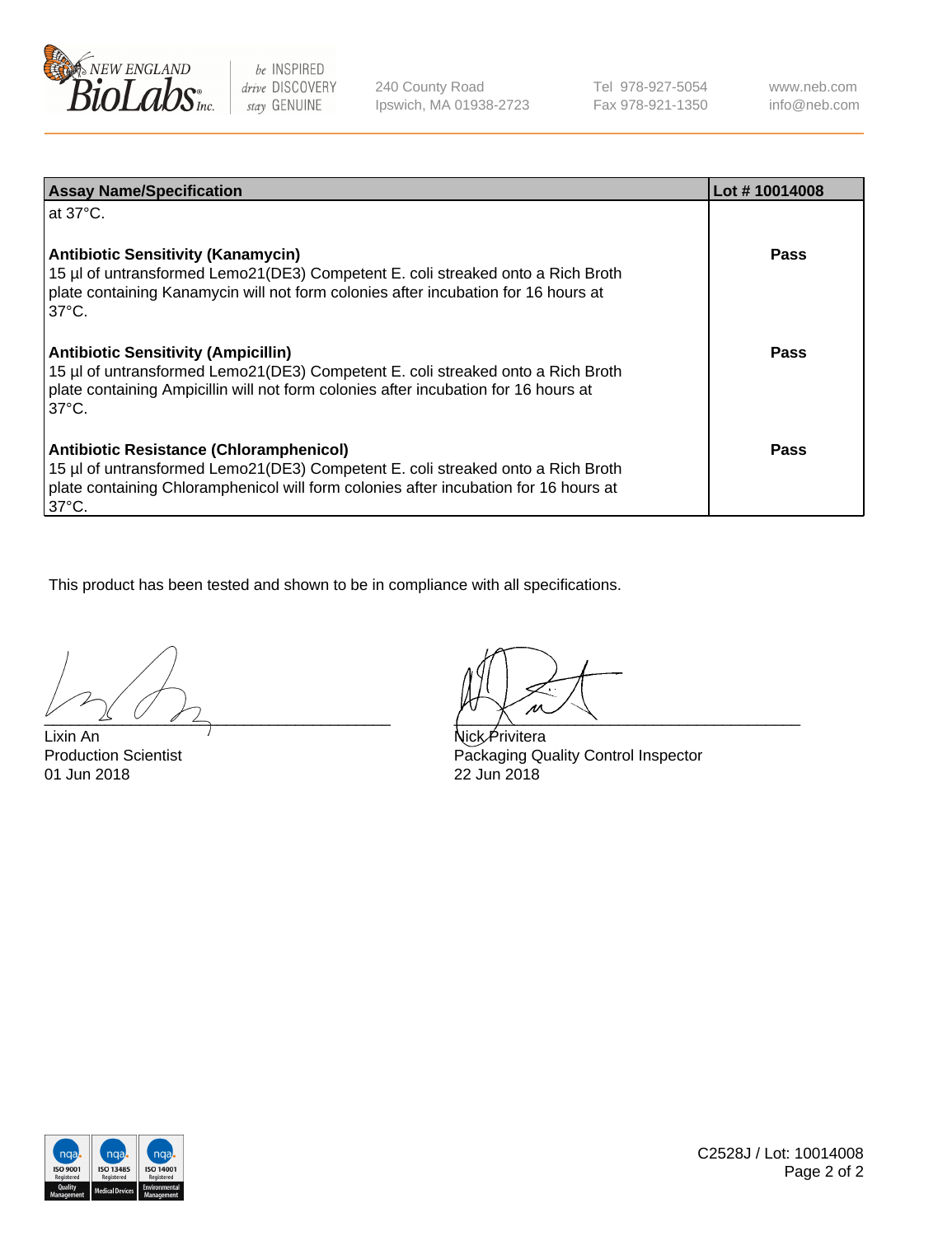| Assay Name/Specification | Lot # 10014008 |
|---|---|
| at 37°C. | |
| **Antibiotic Sensitivity (Kanamycin)**<br>15 µl of untransformed Lemo21(DE3) Competent E. coli streaked onto a Rich Broth plate containing Kanamycin will not form colonies after incubation for 16 hours at 37°C. | **Pass** |
| **Antibiotic Sensitivity (Ampicillin)**<br>15 µl of untransformed Lemo21(DE3) Competent E. coli streaked onto a Rich Broth plate containing Ampicillin will not form colonies after incubation for 16 hours at 37°C. | **Pass** |
| **Antibiotic Resistance (Chloramphenicol)**<br>15 µl of untransformed Lemo21(DE3) Competent E. coli streaked onto a Rich Broth plate containing Chloramphenicol will form colonies after incubation for 16 hours at 37°C. | **Pass** |

This product has been tested and shown to be in compliance with all specifications.

Lixin An
Production Scientist
01 Jun 2018

Nick Privitera
Packaging Quality Control Inspector
22 Jun 2018

C2528J / Lot: 10014008